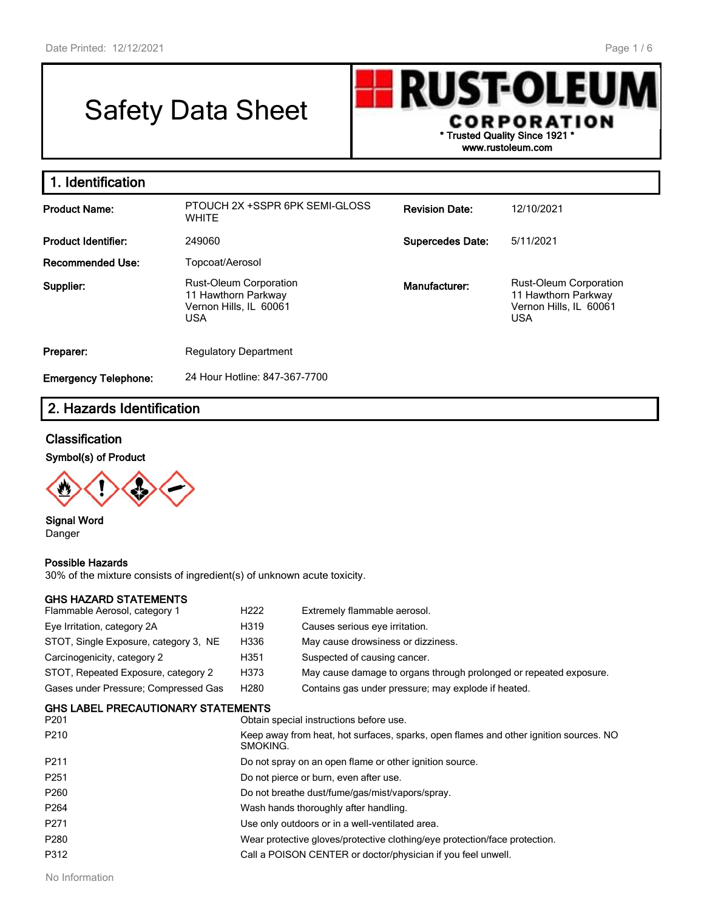# Safety Data Sheet

**RUST-OLEUM CORPORATION**
\* Trusted Quality Since 1921 \*
www.rustoleum.com

## 1. Identification

| | | | |
|---|---|---|---|
| **Product Name:** | PTOUCH 2X +SSPR 6PK SEMI-GLOSS WHITE | **Revision Date:** | 12/10/2021 |
| **Product Identifier:** | 249060 | **Supercedes Date:** | 5/11/2021 |
| **Recommended Use:** | Topcoat/Aerosol | | |
| **Supplier:** | Rust-Oleum Corporation<br>11 Hawthorn Parkway<br>Vernon Hills, IL 60061<br>USA | **Manufacturer:** | Rust-Oleum Corporation<br>11 Hawthorn Parkway<br>Vernon Hills, IL 60061<br>USA |
| **Preparer:** | Regulatory Department | | |
| **Emergency Telephone:** | 24 Hour Hotline: 847-367-7700 | | |

## 2. Hazards Identification

### Classification

**Symbol(s) of Product**

**Signal Word**
Danger

**Possible Hazards**
30% of the mixture consists of ingredient(s) of unknown acute toxicity.

**GHS HAZARD STATEMENTS**

| | | |
|---|---|---|
| Flammable Aerosol, category 1 | H222 | Extremely flammable aerosol. |
| Eye Irritation, category 2A | H319 | Causes serious eye irritation. |
| STOT, Single Exposure, category 3, NE | H336 | May cause drowsiness or dizziness. |
| Carcinogenicity, category 2 | H351 | Suspected of causing cancer. |
| STOT, Repeated Exposure, category 2 | H373 | May cause damage to organs through prolonged or repeated exposure. |
| Gases under Pressure; Compressed Gas | H280 | Contains gas under pressure; may explode if heated. |

**GHS LABEL PRECAUTIONARY STATEMENTS**

| | |
|---|---|
| P201 | Obtain special instructions before use. |
| P210 | Keep away from heat, hot surfaces, sparks, open flames and other ignition sources. NO SMOKING. |
| P211 | Do not spray on an open flame or other ignition source. |
| P251 | Do not pierce or burn, even after use. |
| P260 | Do not breathe dust/fume/gas/mist/vapors/spray. |
| P264 | Wash hands thoroughly after handling. |
| P271 | Use only outdoors or in a well-ventilated area. |
| P280 | Wear protective gloves/protective clothing/eye protection/face protection. |
| P312 | Call a POISON CENTER or doctor/physician if you feel unwell. |

No Information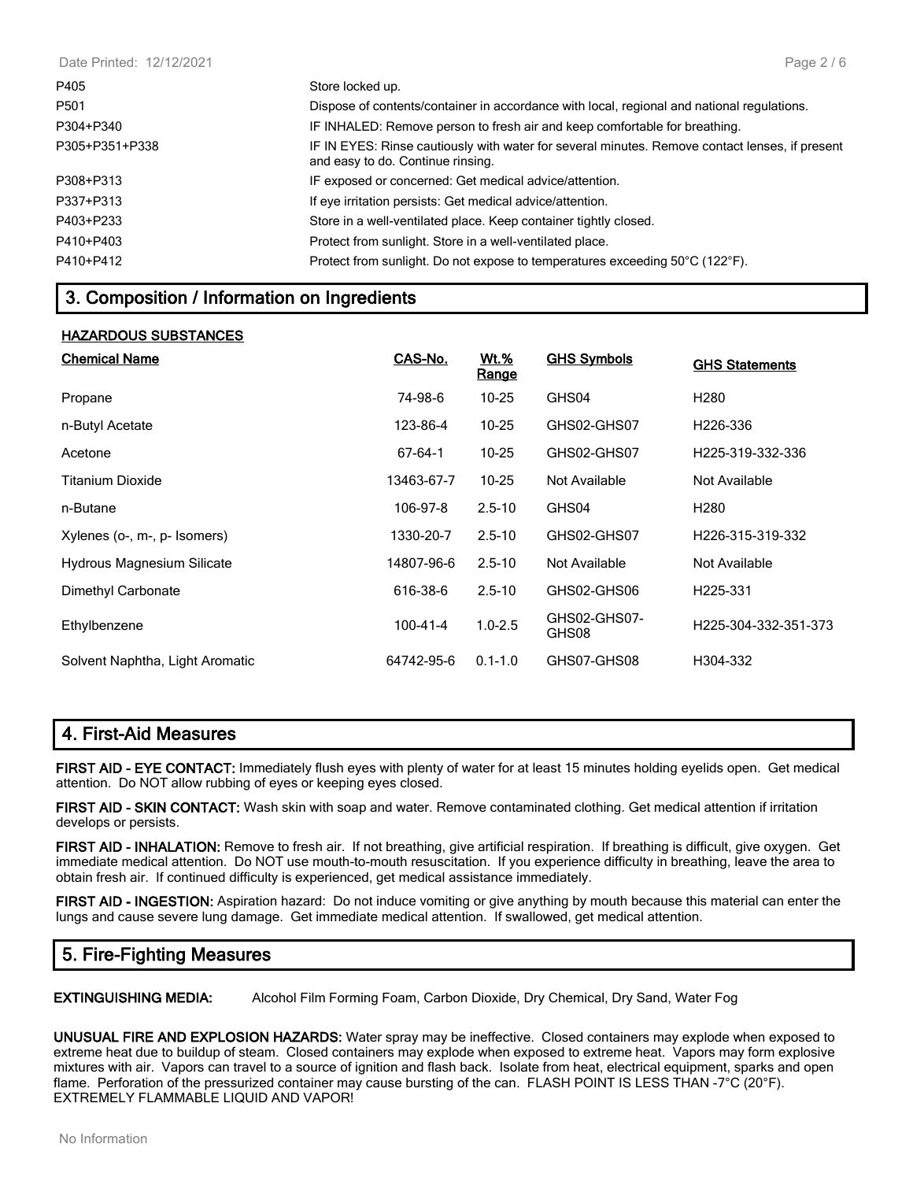| | |
|---|---|
| P405 | Store locked up. |
| P501 | Dispose of contents/container in accordance with local, regional and national regulations. |
| P304+P340 | IF INHALED: Remove person to fresh air and keep comfortable for breathing. |
| P305+P351+P338 | IF IN EYES: Rinse cautiously with water for several minutes. Remove contact lenses, if present and easy to do. Continue rinsing. |
| P308+P313 | IF exposed or concerned: Get medical advice/attention. |
| P337+P313 | If eye irritation persists: Get medical advice/attention. |
| P403+P233 | Store in a well-ventilated place. Keep container tightly closed. |
| P410+P403 | Protect from sunlight. Store in a well-ventilated place. |
| P410+P412 | Protect from sunlight. Do not expose to temperatures exceeding 50°C (122°F). |

## 3. Composition / Information on Ingredients

**HAZARDOUS SUBSTANCES**

| Chemical Name | CAS-No. | Wt.% Range | GHS Symbols | GHS Statements |
|---|---|---|---|---|
| Propane | 74-98-6 | 10-25 | GHS04 | H280 |
| n-Butyl Acetate | 123-86-4 | 10-25 | GHS02-GHS07 | H226-336 |
| Acetone | 67-64-1 | 10-25 | GHS02-GHS07 | H225-319-332-336 |
| Titanium Dioxide | 13463-67-7 | 10-25 | Not Available | Not Available |
| n-Butane | 106-97-8 | 2.5-10 | GHS04 | H280 |
| Xylenes (o-, m-, p- Isomers) | 1330-20-7 | 2.5-10 | GHS02-GHS07 | H226-315-319-332 |
| Hydrous Magnesium Silicate | 14807-96-6 | 2.5-10 | Not Available | Not Available |
| Dimethyl Carbonate | 616-38-6 | 2.5-10 | GHS02-GHS06 | H225-331 |
| Ethylbenzene | 100-41-4 | 1.0-2.5 | GHS02-GHS07-GHS08 | H225-304-332-351-373 |
| Solvent Naphtha, Light Aromatic | 64742-95-6 | 0.1-1.0 | GHS07-GHS08 | H304-332 |

## 4. First-Aid Measures

**FIRST AID - EYE CONTACT:** Immediately flush eyes with plenty of water for at least 15 minutes holding eyelids open. Get medical attention. Do NOT allow rubbing of eyes or keeping eyes closed.

**FIRST AID - SKIN CONTACT:** Wash skin with soap and water. Remove contaminated clothing. Get medical attention if irritation develops or persists.

**FIRST AID - INHALATION:** Remove to fresh air. If not breathing, give artificial respiration. If breathing is difficult, give oxygen. Get immediate medical attention. Do NOT use mouth-to-mouth resuscitation. If you experience difficulty in breathing, leave the area to obtain fresh air. If continued difficulty is experienced, get medical assistance immediately.

**FIRST AID - INGESTION:** Aspiration hazard: Do not induce vomiting or give anything by mouth because this material can enter the lungs and cause severe lung damage. Get immediate medical attention. If swallowed, get medical attention.

## 5. Fire-Fighting Measures

**EXTINGUISHING MEDIA:** Alcohol Film Forming Foam, Carbon Dioxide, Dry Chemical, Dry Sand, Water Fog

**UNUSUAL FIRE AND EXPLOSION HAZARDS:** Water spray may be ineffective. Closed containers may explode when exposed to extreme heat due to buildup of steam. Closed containers may explode when exposed to extreme heat. Vapors may form explosive mixtures with air. Vapors can travel to a source of ignition and flash back. Isolate from heat, electrical equipment, sparks and open flame. Perforation of the pressurized container may cause bursting of the can. FLASH POINT IS LESS THAN -7°C (20°F). EXTREMELY FLAMMABLE LIQUID AND VAPOR!

No Information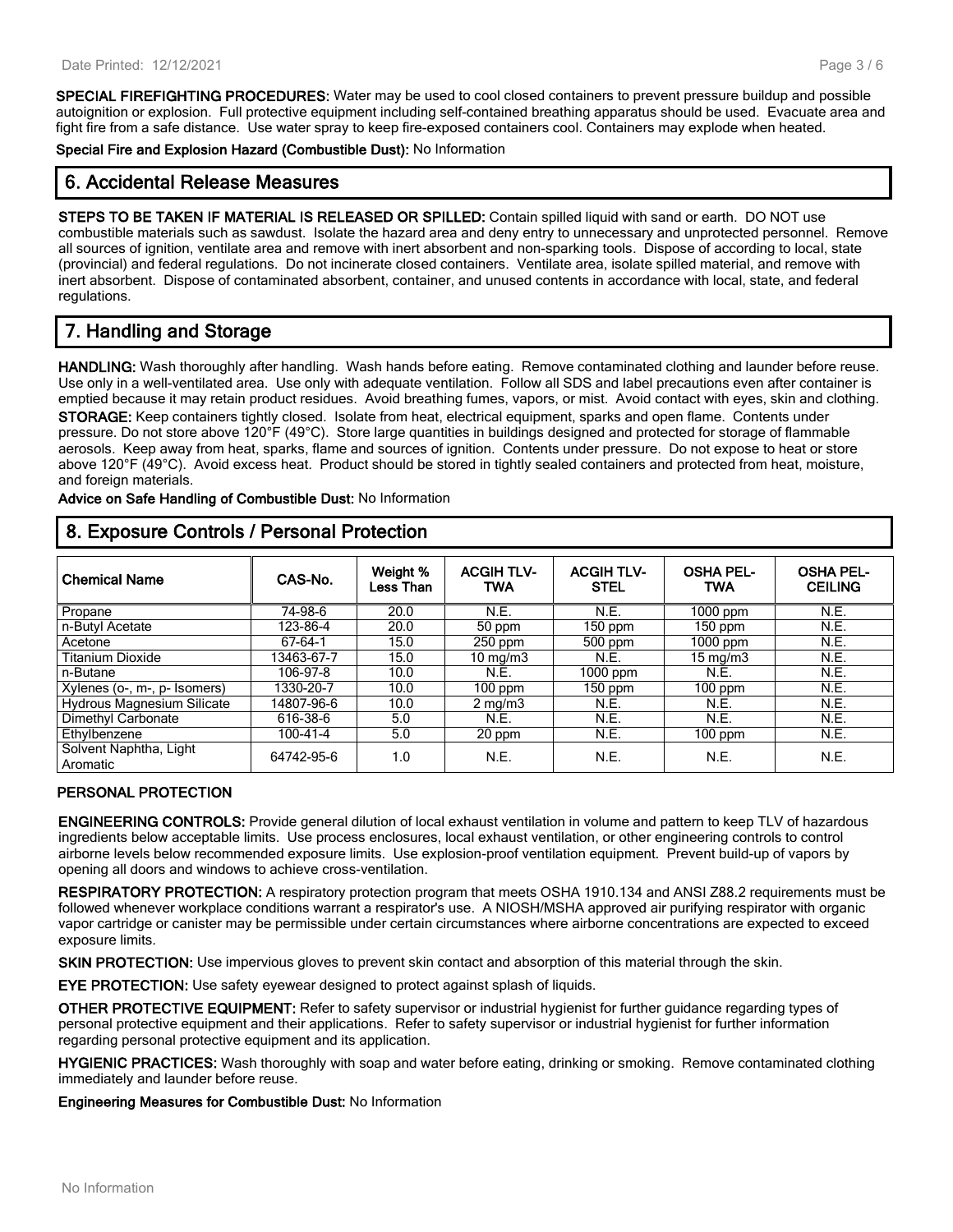**SPECIAL FIREFIGHTING PROCEDURES:** Water may be used to cool closed containers to prevent pressure buildup and possible autoignition or explosion. Full protective equipment including self-contained breathing apparatus should be used. Evacuate area and fight fire from a safe distance. Use water spray to keep fire-exposed containers cool. Containers may explode when heated.

**Special Fire and Explosion Hazard (Combustible Dust):** No Information

## 6. Accidental Release Measures

**STEPS TO BE TAKEN IF MATERIAL IS RELEASED OR SPILLED:** Contain spilled liquid with sand or earth. DO NOT use combustible materials such as sawdust. Isolate the hazard area and deny entry to unnecessary and unprotected personnel. Remove all sources of ignition, ventilate area and remove with inert absorbent and non-sparking tools. Dispose of according to local, state (provincial) and federal regulations. Do not incinerate closed containers. Ventilate area, isolate spilled material, and remove with inert absorbent. Dispose of contaminated absorbent, container, and unused contents in accordance with local, state, and federal regulations.

## 7. Handling and Storage

**HANDLING:** Wash thoroughly after handling. Wash hands before eating. Remove contaminated clothing and launder before reuse. Use only in a well-ventilated area. Use only with adequate ventilation. Follow all SDS and label precautions even after container is emptied because it may retain product residues. Avoid breathing fumes, vapors, or mist. Avoid contact with eyes, skin and clothing.

**STORAGE:** Keep containers tightly closed. Isolate from heat, electrical equipment, sparks and open flame. Contents under pressure. Do not store above 120°F (49°C). Store large quantities in buildings designed and protected for storage of flammable aerosols. Keep away from heat, sparks, flame and sources of ignition. Contents under pressure. Do not expose to heat or store above 120°F (49°C). Avoid excess heat. Product should be stored in tightly sealed containers and protected from heat, moisture, and foreign materials.

**Advice on Safe Handling of Combustible Dust:** No Information

## 8. Exposure Controls / Personal Protection

| Chemical Name | CAS-No. | Weight % Less Than | ACGIH TLV-TWA | ACGIH TLV-STEL | OSHA PEL-TWA | OSHA PEL-CEILING |
|---|---|---|---|---|---|---|
| Propane | 74-98-6 | 20.0 | N.E. | N.E. | 1000 ppm | N.E. |
| n-Butyl Acetate | 123-86-4 | 20.0 | 50 ppm | 150 ppm | 150 ppm | N.E. |
| Acetone | 67-64-1 | 15.0 | 250 ppm | 500 ppm | 1000 ppm | N.E. |
| Titanium Dioxide | 13463-67-7 | 15.0 | 10 mg/m3 | N.E. | 15 mg/m3 | N.E. |
| n-Butane | 106-97-8 | 10.0 | N.E. | 1000 ppm | N.E. | N.E. |
| Xylenes (o-, m-, p- Isomers) | 1330-20-7 | 10.0 | 100 ppm | 150 ppm | 100 ppm | N.E. |
| Hydrous Magnesium Silicate | 14807-96-6 | 10.0 | 2 mg/m3 | N.E. | N.E. | N.E. |
| Dimethyl Carbonate | 616-38-6 | 5.0 | N.E. | N.E. | N.E. | N.E. |
| Ethylbenzene | 100-41-4 | 5.0 | 20 ppm | N.E. | 100 ppm | N.E. |
| Solvent Naphtha, Light Aromatic | 64742-95-6 | 1.0 | N.E. | N.E. | N.E. | N.E. |

### PERSONAL PROTECTION

**ENGINEERING CONTROLS:** Provide general dilution of local exhaust ventilation in volume and pattern to keep TLV of hazardous ingredients below acceptable limits. Use process enclosures, local exhaust ventilation, or other engineering controls to control airborne levels below recommended exposure limits. Use explosion-proof ventilation equipment. Prevent build-up of vapors by opening all doors and windows to achieve cross-ventilation.

**RESPIRATORY PROTECTION:** A respiratory protection program that meets OSHA 1910.134 and ANSI Z88.2 requirements must be followed whenever workplace conditions warrant a respirator's use. A NIOSH/MSHA approved air purifying respirator with organic vapor cartridge or canister may be permissible under certain circumstances where airborne concentrations are expected to exceed exposure limits.

**SKIN PROTECTION:** Use impervious gloves to prevent skin contact and absorption of this material through the skin.

**EYE PROTECTION:** Use safety eyewear designed to protect against splash of liquids.

**OTHER PROTECTIVE EQUIPMENT:** Refer to safety supervisor or industrial hygienist for further guidance regarding types of personal protective equipment and their applications. Refer to safety supervisor or industrial hygienist for further information regarding personal protective equipment and its application.

**HYGIENIC PRACTICES:** Wash thoroughly with soap and water before eating, drinking or smoking. Remove contaminated clothing immediately and launder before reuse.

**Engineering Measures for Combustible Dust:** No Information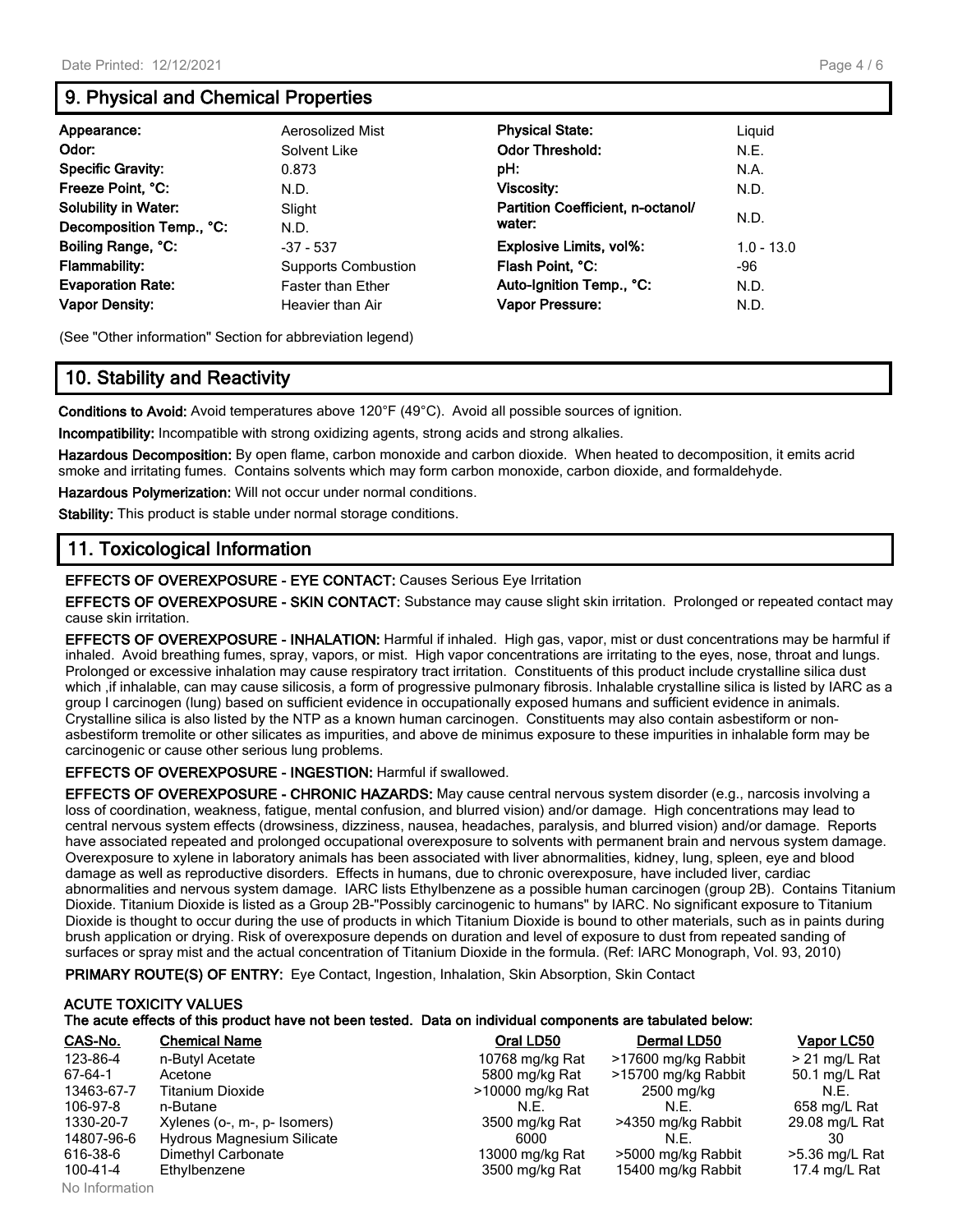## 9. Physical and Chemical Properties

| | | | |
|---|---|---|---|
| **Appearance:** | Aerosolized Mist | **Physical State:** | Liquid |
| **Odor:** | Solvent Like | **Odor Threshold:** | N.E. |
| **Specific Gravity:** | 0.873 | **pH:** | N.A. |
| **Freeze Point, °C:** | N.D. | **Viscosity:** | N.D. |
| **Solubility in Water:** | Slight | **Partition Coefficient, n-octanol/ water:** | N.D. |
| **Decomposition Temp., °C:** | N.D. | | |
| **Boiling Range, °C:** | -37 - 537 | **Explosive Limits, vol%:** | 1.0 - 13.0 |
| **Flammability:** | Supports Combustion | **Flash Point, °C:** | -96 |
| **Evaporation Rate:** | Faster than Ether | **Auto-Ignition Temp., °C:** | N.D. |
| **Vapor Density:** | Heavier than Air | **Vapor Pressure:** | N.D. |

(See "Other information" Section for abbreviation legend)

## 10. Stability and Reactivity

**Conditions to Avoid:** Avoid temperatures above 120°F (49°C). Avoid all possible sources of ignition.

**Incompatibility:** Incompatible with strong oxidizing agents, strong acids and strong alkalies.

**Hazardous Decomposition:** By open flame, carbon monoxide and carbon dioxide. When heated to decomposition, it emits acrid smoke and irritating fumes. Contains solvents which may form carbon monoxide, carbon dioxide, and formaldehyde.

**Hazardous Polymerization:** Will not occur under normal conditions.

**Stability:** This product is stable under normal storage conditions.

## 11. Toxicological Information

**EFFECTS OF OVEREXPOSURE - EYE CONTACT:** Causes Serious Eye Irritation

**EFFECTS OF OVEREXPOSURE - SKIN CONTACT:** Substance may cause slight skin irritation. Prolonged or repeated contact may cause skin irritation.

**EFFECTS OF OVEREXPOSURE - INHALATION:** Harmful if inhaled. High gas, vapor, mist or dust concentrations may be harmful if inhaled. Avoid breathing fumes, spray, vapors, or mist. High vapor concentrations are irritating to the eyes, nose, throat and lungs. Prolonged or excessive inhalation may cause respiratory tract irritation. Constituents of this product include crystalline silica dust which ,if inhalable, can may cause silicosis, a form of progressive pulmonary fibrosis. Inhalable crystalline silica is listed by IARC as a group I carcinogen (lung) based on sufficient evidence in occupationally exposed humans and sufficient evidence in animals. Crystalline silica is also listed by the NTP as a known human carcinogen. Constituents may also contain asbestiform or non-asbestiform tremolite or other silicates as impurities, and above de minimus exposure to these impurities in inhalable form may be carcinogenic or cause other serious lung problems.

**EFFECTS OF OVEREXPOSURE - INGESTION:** Harmful if swallowed.

**EFFECTS OF OVEREXPOSURE - CHRONIC HAZARDS:** May cause central nervous system disorder (e.g., narcosis involving a loss of coordination, weakness, fatigue, mental confusion, and blurred vision) and/or damage. High concentrations may lead to central nervous system effects (drowsiness, dizziness, nausea, headaches, paralysis, and blurred vision) and/or damage. Reports have associated repeated and prolonged occupational overexposure to solvents with permanent brain and nervous system damage. Overexposure to xylene in laboratory animals has been associated with liver abnormalities, kidney, lung, spleen, eye and blood damage as well as reproductive disorders. Effects in humans, due to chronic overexposure, have included liver, cardiac abnormalities and nervous system damage. IARC lists Ethylbenzene as a possible human carcinogen (group 2B). Contains Titanium Dioxide. Titanium Dioxide is listed as a Group 2B-"Possibly carcinogenic to humans" by IARC. No significant exposure to Titanium Dioxide is thought to occur during the use of products in which Titanium Dioxide is bound to other materials, such as in paints during brush application or drying. Risk of overexposure depends on duration and level of exposure to dust from repeated sanding of surfaces or spray mist and the actual concentration of Titanium Dioxide in the formula. (Ref: IARC Monograph, Vol. 93, 2010)

**PRIMARY ROUTE(S) OF ENTRY:** Eye Contact, Ingestion, Inhalation, Skin Absorption, Skin Contact

**ACUTE TOXICITY VALUES**
**The acute effects of this product have not been tested. Data on individual components are tabulated below:**

| CAS-No. | Chemical Name | Oral LD50 | Dermal LD50 | Vapor LC50 |
|---|---|---|---|---|
| 123-86-4 | n-Butyl Acetate | 10768 mg/kg Rat | >17600 mg/kg Rabbit | > 21 mg/L Rat |
| 67-64-1 | Acetone | 5800 mg/kg Rat | >15700 mg/kg Rabbit | 50.1 mg/L Rat |
| 13463-67-7 | Titanium Dioxide | >10000 mg/kg Rat | 2500 mg/kg | N.E. |
| 106-97-8 | n-Butane | N.E. | N.E. | 658 mg/L Rat |
| 1330-20-7 | Xylenes (o-, m-, p- Isomers) | 3500 mg/kg Rat | >4350 mg/kg Rabbit | 29.08 mg/L Rat |
| 14807-96-6 | Hydrous Magnesium Silicate | 6000 | N.E. | 30 |
| 616-38-6 | Dimethyl Carbonate | 13000 mg/kg Rat | >5000 mg/kg Rabbit | >5.36 mg/L Rat |
| 100-41-4 | Ethylbenzene | 3500 mg/kg Rat | 15400 mg/kg Rabbit | 17.4 mg/L Rat |

No Information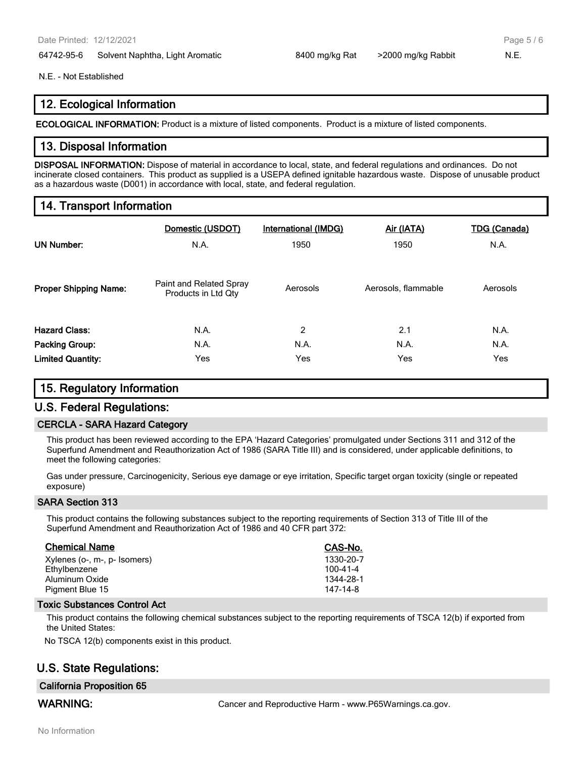| 64742-95-6 | Solvent Naphtha, Light Aromatic | 8400 mg/kg Rat | >2000 mg/kg Rabbit | N.E. |
|---|---|---|---|---|

N.E. - Not Established

## 12. Ecological Information

**ECOLOGICAL INFORMATION:** Product is a mixture of listed components. Product is a mixture of listed components.

## 13. Disposal Information

**DISPOSAL INFORMATION:** Dispose of material in accordance to local, state, and federal regulations and ordinances. Do not incinerate closed containers. This product as supplied is a USEPA defined ignitable hazardous waste. Dispose of unusable product as a hazardous waste (D001) in accordance with local, state, and federal regulation.

## 14. Transport Information

| | Domestic (USDOT) | International (IMDG) | Air (IATA) | TDG (Canada) |
|---|---|---|---|---|
| **UN Number:** | N.A. | 1950 | 1950 | N.A. |
| **Proper Shipping Name:** | Paint and Related Spray Products in Ltd Qty | Aerosols | Aerosols, flammable | Aerosols |
| **Hazard Class:** | N.A. | 2 | 2.1 | N.A. |
| **Packing Group:** | N.A. | N.A. | N.A. | N.A. |
| **Limited Quantity:** | Yes | Yes | Yes | Yes |

## 15. Regulatory Information

### U.S. Federal Regulations:

#### CERCLA - SARA Hazard Category

This product has been reviewed according to the EPA 'Hazard Categories' promulgated under Sections 311 and 312 of the Superfund Amendment and Reauthorization Act of 1986 (SARA Title III) and is considered, under applicable definitions, to meet the following categories:

Gas under pressure, Carcinogenicity, Serious eye damage or eye irritation, Specific target organ toxicity (single or repeated exposure)

#### SARA Section 313

This product contains the following substances subject to the reporting requirements of Section 313 of Title III of the Superfund Amendment and Reauthorization Act of 1986 and 40 CFR part 372:

| Chemical Name | CAS-No. |
|---|---|
| Xylenes (o-, m-, p- Isomers) | 1330-20-7 |
| Ethylbenzene | 100-41-4 |
| Aluminum Oxide | 1344-28-1 |
| Pigment Blue 15 | 147-14-8 |

#### Toxic Substances Control Act

This product contains the following chemical substances subject to the reporting requirements of TSCA 12(b) if exported from the United States:

No TSCA 12(b) components exist in this product.

### U.S. State Regulations:

#### California Proposition 65

**WARNING:** Cancer and Reproductive Harm - www.P65Warnings.ca.gov.

No Information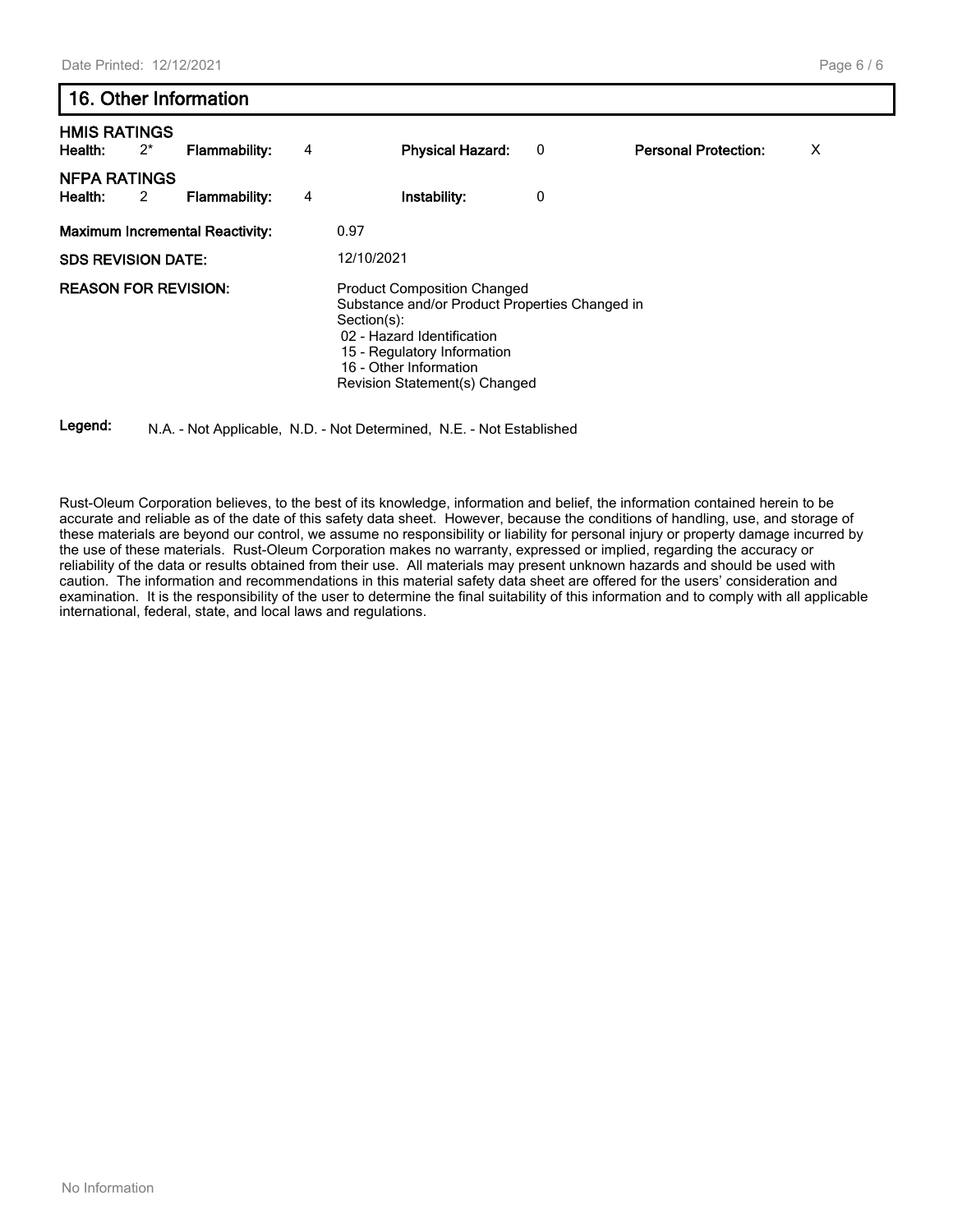## 16. Other Information

**HMIS RATINGS**

| | | | | | | | |
|---|---|---|---|---|---|---|---|
| **Health:** | 2* | **Flammability:** | 4 | **Physical Hazard:** | 0 | **Personal Protection:** | X |

**NFPA RATINGS**

| | | | | | |
|---|---|---|---|---|---|
| **Health:** | 2 | **Flammability:** | 4 | **Instability:** | 0 |

**Maximum Incremental Reactivity:** 0.97

**SDS REVISION DATE:** 12/10/2021

**REASON FOR REVISION:** Product Composition Changed
Substance and/or Product Properties Changed in Section(s):
02 - Hazard Identification
15 - Regulatory Information
16 - Other Information
Revision Statement(s) Changed

**Legend:** N.A. - Not Applicable, N.D. - Not Determined, N.E. - Not Established

Rust-Oleum Corporation believes, to the best of its knowledge, information and belief, the information contained herein to be accurate and reliable as of the date of this safety data sheet. However, because the conditions of handling, use, and storage of these materials are beyond our control, we assume no responsibility or liability for personal injury or property damage incurred by the use of these materials. Rust-Oleum Corporation makes no warranty, expressed or implied, regarding the accuracy or reliability of the data or results obtained from their use. All materials may present unknown hazards and should be used with caution. The information and recommendations in this material safety data sheet are offered for the users' consideration and examination. It is the responsibility of the user to determine the final suitability of this information and to comply with all applicable international, federal, state, and local laws and regulations.

No Information